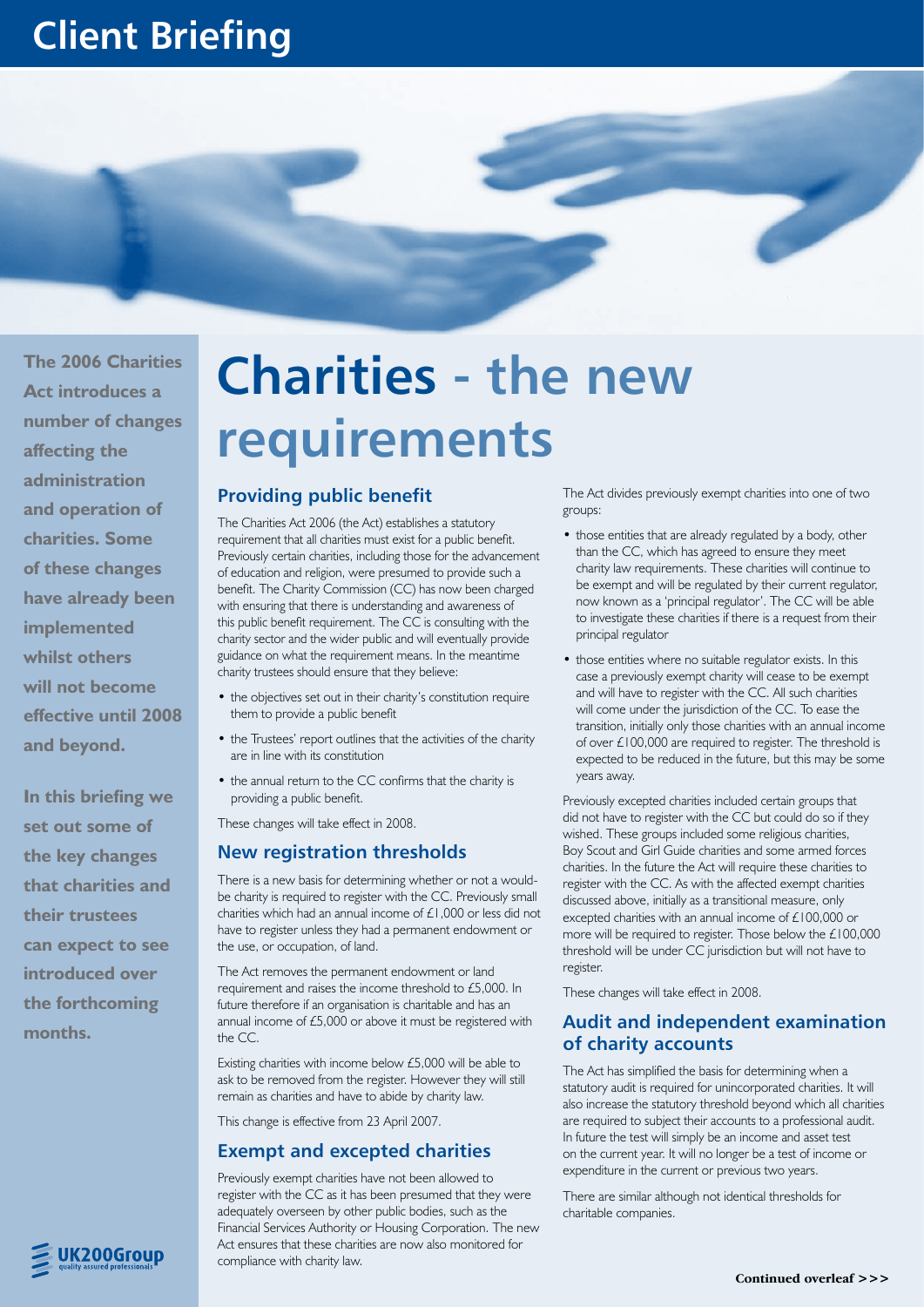# Client Briefing

# Charities - the new requirements

**The 2006 Charities Act introduces a number of changes affecting the administration and operation of charities. Some of these changes have already been implemented whilst others will not become effective until 2008 and beyond.**

**In this briefing we set out some of the key changes that charities and their trustees can expect to see introduced over the forthcoming months.**

## Providing public benefit

The Charities Act 2006 (the Act) establishes a statutory requirement that all charities must exist for a public benefit. Previously certain charities, including those for the advancement of education and religion, were presumed to provide such a benefit. The Charity Commission (CC) has now been charged with ensuring that there is understanding and awareness of this public benefit requirement. The CC is consulting with the charity sector and the wider public and will eventually provide guidance on what the requirement means. In the meantime charity trustees should ensure that they believe:

- the objectives set out in their charity's constitution require them to provide a public benefit
- the Trustees' report outlines that the activities of the charity are in line with its constitution
- the annual return to the CC confirms that the charity is providing a public benefit.

These changes will take effect in 2008.

## New registration thresholds

There is a new basis for determining whether or not a would-be charity is required to register with the CC. Previously small charities which had an annual income of £1,000 or less did not have to register unless they had a permanent endowment or the use, or occupation, of land.

The Act removes the permanent endowment or land requirement and raises the income threshold to £5,000. In future therefore if an organisation is charitable and has an annual income of £5,000 or above it must be registered with the CC.

Existing charities with income below £5,000 will be able to ask to be removed from the register. However they will still remain as charities and have to abide by charity law.

This change is effective from 23 April 2007.

## Exempt and excepted charities

Previously exempt charities have not been allowed to register with the CC as it has been presumed that they were adequately overseen by other public bodies, such as the Financial Services Authority or Housing Corporation. The new Act ensures that these charities are now also monitored for compliance with charity law.

The Act divides previously exempt charities into one of two groups:

- those entities that are already regulated by a body, other than the CC, which has agreed to ensure they meet charity law requirements. These charities will continue to be exempt and will be regulated by their current regulator, now known as a 'principal regulator'. The CC will be able to investigate these charities if there is a request from their principal regulator
- those entities where no suitable regulator exists. In this case a previously exempt charity will cease to be exempt and will have to register with the CC. All such charities will come under the jurisdiction of the CC. To ease the transition, initially only those charities with an annual income of over £100,000 are required to register. The threshold is expected to be reduced in the future, but this may be some years away.

Previously excepted charities included certain groups that did not have to register with the CC but could do so if they wished. These groups included some religious charities, Boy Scout and Girl Guide charities and some armed forces charities. In the future the Act will require these charities to register with the CC. As with the affected exempt charities discussed above, initially as a transitional measure, only excepted charities with an annual income of £100,000 or more will be required to register. Those below the £100,000 threshold will be under CC jurisdiction but will not have to register.

These changes will take effect in 2008.

## Audit and independent examination of charity accounts

The Act has simplified the basis for determining when a statutory audit is required for unincorporated charities. It will also increase the statutory threshold beyond which all charities are required to subject their accounts to a professional audit. In future the test will simply be an income and asset test on the current year. It will no longer be a test of income or expenditure in the current or previous two years.

There are similar although not identical thresholds for charitable companies.

**Continued overleaf >>>**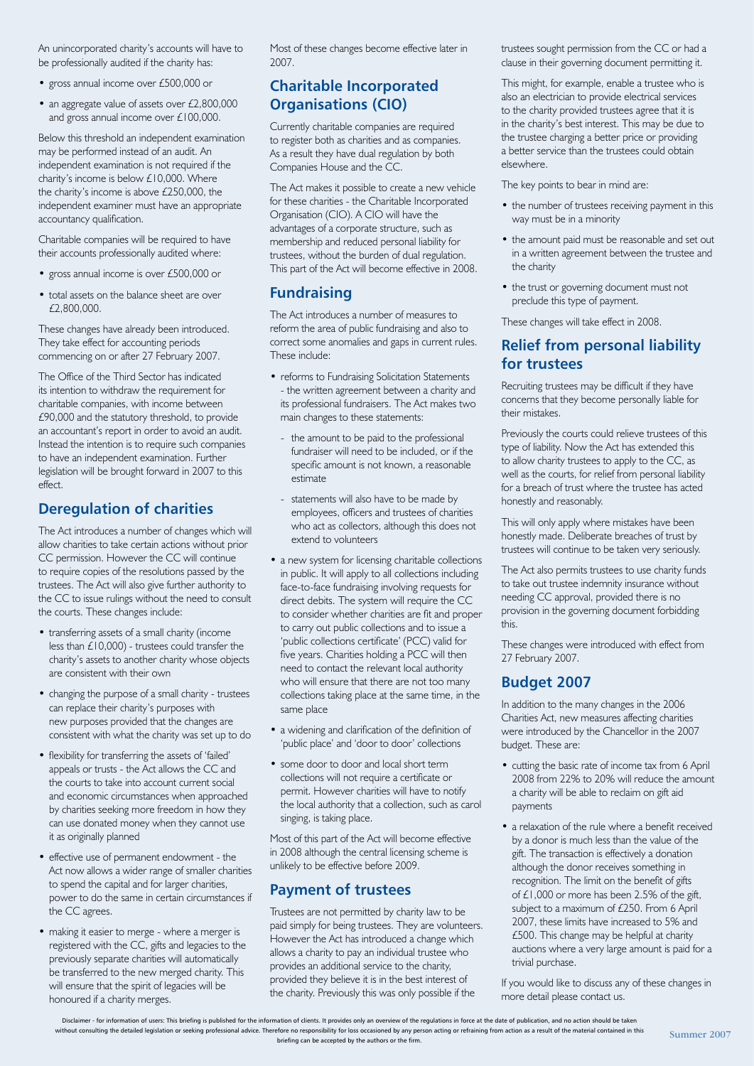An unincorporated charity's accounts will have to be professionally audited if the charity has:

- gross annual income over £500,000 or
- an aggregate value of assets over £2,800,000 and gross annual income over £100,000.

Below this threshold an independent examination may be performed instead of an audit. An independent examination is not required if the charity's income is below £10,000. Where the charity's income is above £250,000, the independent examiner must have an appropriate accountancy qualification.

Charitable companies will be required to have their accounts professionally audited where:

- gross annual income is over £500,000 or
- total assets on the balance sheet are over £2,800,000.

These changes have already been introduced. They take effect for accounting periods commencing on or after 27 February 2007.

The Office of the Third Sector has indicated its intention to withdraw the requirement for charitable companies, with income between £90,000 and the statutory threshold, to provide an accountant's report in order to avoid an audit. Instead the intention is to require such companies to have an independent examination. Further legislation will be brought forward in 2007 to this effect.

## Deregulation of charities

The Act introduces a number of changes which will allow charities to take certain actions without prior CC permission. However the CC will continue to require copies of the resolutions passed by the trustees. The Act will also give further authority to the CC to issue rulings without the need to consult the courts. These changes include:

- transferring assets of a small charity (income less than £10,000) - trustees could transfer the charity's assets to another charity whose objects are consistent with their own
- changing the purpose of a small charity - trustees can replace their charity's purposes with new purposes provided that the changes are consistent with what the charity was set up to do
- flexibility for transferring the assets of 'failed' appeals or trusts - the Act allows the CC and the courts to take into account current social and economic circumstances when approached by charities seeking more freedom in how they can use donated money when they cannot use it as originally planned
- effective use of permanent endowment - the Act now allows a wider range of smaller charities to spend the capital and for larger charities, power to do the same in certain circumstances if the CC agrees.
- making it easier to merge - where a merger is registered with the CC, gifts and legacies to the previously separate charities will automatically be transferred to the new merged charity. This will ensure that the spirit of legacies will be honoured if a charity merges.

Most of these changes become effective later in 2007.

## Charitable Incorporated Organisations (CIO)

Currently charitable companies are required to register both as charities and as companies. As a result they have dual regulation by both Companies House and the CC.

The Act makes it possible to create a new vehicle for these charities - the Charitable Incorporated Organisation (CIO). A CIO will have the advantages of a corporate structure, such as membership and reduced personal liability for trustees, without the burden of dual regulation. This part of the Act will become effective in 2008.

## Fundraising

The Act introduces a number of measures to reform the area of public fundraising and also to correct some anomalies and gaps in current rules. These include:

- reforms to Fundraising Solicitation Statements - the written agreement between a charity and its professional fundraisers. The Act makes two main changes to these statements:
  - the amount to be paid to the professional fundraiser will need to be included, or if the specific amount is not known, a reasonable estimate
  - statements will also have to be made by employees, officers and trustees of charities who act as collectors, although this does not extend to volunteers
- a new system for licensing charitable collections in public. It will apply to all collections including face-to-face fundraising involving requests for direct debits. The system will require the CC to consider whether charities are fit and proper to carry out public collections and to issue a 'public collections certificate' (PCC) valid for five years. Charities holding a PCC will then need to contact the relevant local authority who will ensure that there are not too many collections taking place at the same time, in the same place
- a widening and clarification of the definition of 'public place' and 'door to door' collections
- some door to door and local short term collections will not require a certificate or permit. However charities will have to notify the local authority that a collection, such as carol singing, is taking place.

Most of this part of the Act will become effective in 2008 although the central licensing scheme is unlikely to be effective before 2009.

## Payment of trustees

Trustees are not permitted by charity law to be paid simply for being trustees. They are volunteers. However the Act has introduced a change which allows a charity to pay an individual trustee who provides an additional service to the charity, provided they believe it is in the best interest of the charity. Previously this was only possible if the trustees sought permission from the CC or had a clause in their governing document permitting it.

This might, for example, enable a trustee who is also an electrician to provide electrical services to the charity provided trustees agree that it is in the charity's best interest. This may be due to the trustee charging a better price or providing a better service than the trustees could obtain elsewhere.

The key points to bear in mind are:

- the number of trustees receiving payment in this way must be in a minority
- the amount paid must be reasonable and set out in a written agreement between the trustee and the charity
- the trust or governing document must not preclude this type of payment.

These changes will take effect in 2008.

## Relief from personal liability for trustees

Recruiting trustees may be difficult if they have concerns that they become personally liable for their mistakes.

Previously the courts could relieve trustees of this type of liability. Now the Act has extended this to allow charity trustees to apply to the CC, as well as the courts, for relief from personal liability for a breach of trust where the trustee has acted honestly and reasonably.

This will only apply where mistakes have been honestly made. Deliberate breaches of trust by trustees will continue to be taken very seriously.

The Act also permits trustees to use charity funds to take out trustee indemnity insurance without needing CC approval, provided there is no provision in the governing document forbidding this.

These changes were introduced with effect from 27 February 2007.

## Budget 2007

In addition to the many changes in the 2006 Charities Act, new measures affecting charities were introduced by the Chancellor in the 2007 budget. These are:

- cutting the basic rate of income tax from 6 April 2008 from 22% to 20% will reduce the amount a charity will be able to reclaim on gift aid payments
- a relaxation of the rule where a benefit received by a donor is much less than the value of the gift. The transaction is effectively a donation although the donor receives something in recognition. The limit on the benefit of gifts of £1,000 or more has been 2.5% of the gift, subject to a maximum of £250. From 6 April 2007, these limits have increased to 5% and £500. This change may be helpful at charity auctions where a very large amount is paid for a trivial purchase.

If you would like to discuss any of these changes in more detail please contact us.

Disclaimer - for information of users: This briefing is published for the information of clients. It provides only an overview of the regulations in force at the date of publication, and no action should be taken without consulting the detailed legislation or seeking professional advice. Therefore no responsibility for loss occasioned by any person acting or refraining from action as a result of the material contained in this briefing can be accepted by the authors or the firm.

Summer 2007